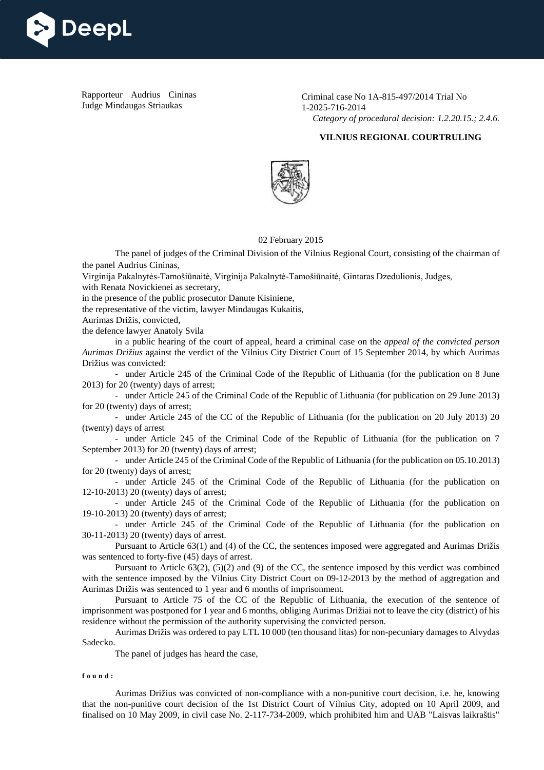Rapporteur Audrius Cininas
Judge Mindaugas Striaukas

Criminal case No 1A-815-497/2014 Trial No 1-2025-716-2014
*Category of procedural decision: 1.2.20.15.; 2.4.6.*

**VILNIUS REGIONAL COURTRULING**

02 February 2015

The panel of judges of the Criminal Division of the Vilnius Regional Court, consisting of the chairman of the panel Audrius Cininas,

Virginija Pakalnytės-Tamošiūnaitė, Virginija Pakalnytė-Tamošiūnaitė, Gintaras Dzedulionis, Judges,

with Renata Novickienei as secretary,

in the presence of the public prosecutor Danute Kisiniene,

the representative of the victim, lawyer Mindaugas Kukaitis,

Aurimas Drižis, convicted,

the defence lawyer Anatoly Svila

in a public hearing of the court of appeal, heard a criminal case on the *appeal of the convicted person Aurimas Drižius* against the verdict of the Vilnius City District Court of 15 September 2014, by which Aurimas Drižius was convicted:

- under Article 245 of the Criminal Code of the Republic of Lithuania (for the publication on 8 June 2013) for 20 (twenty) days of arrest;
- under Article 245 of the Criminal Code of the Republic of Lithuania (for publication on 29 June 2013) for 20 (twenty) days of arrest;
- under Article 245 of the CC of the Republic of Lithuania (for the publication on 20 July 2013) 20 (twenty) days of arrest
- under Article 245 of the Criminal Code of the Republic of Lithuania (for the publication on 7 September 2013) for 20 (twenty) days of arrest;
- under Article 245 of the Criminal Code of the Republic of Lithuania (for the publication on 05.10.2013) for 20 (twenty) days of arrest;
- under Article 245 of the Criminal Code of the Republic of Lithuania (for the publication on 12-10-2013) 20 (twenty) days of arrest;
- under Article 245 of the Criminal Code of the Republic of Lithuania (for the publication on 19-10-2013) 20 (twenty) days of arrest;
- under Article 245 of the Criminal Code of the Republic of Lithuania (for the publication on 30-11-2013) 20 (twenty) days of arrest.

Pursuant to Article 63(1) and (4) of the CC, the sentences imposed were aggregated and Aurimas Drižis was sentenced to forty-five (45) days of arrest.

Pursuant to Article 63(2), (5)(2) and (9) of the CC, the sentence imposed by this verdict was combined with the sentence imposed by the Vilnius City District Court on 09-12-2013 by the method of aggregation and Aurimas Drižis was sentenced to 1 year and 6 months of imprisonment.

Pursuant to Article 75 of the CC of the Republic of Lithuania, the execution of the sentence of imprisonment was postponed for 1 year and 6 months, obliging Aurimas Drižiai not to leave the city (district) of his residence without the permission of the authority supervising the convicted person.

Aurimas Drižis was ordered to pay LTL 10 000 (ten thousand litas) for non-pecuniary damages to Alvydas Sadecko.

The panel of judges has heard the case,

**f o u n d :**

Aurimas Drižius was convicted of non-compliance with a non-punitive court decision, i.e. he, knowing that the non-punitive court decision of the 1st District Court of Vilnius City, adopted on 10 April 2009, and finalised on 10 May 2009, in civil case No. 2-117-734-2009, which prohibited him and UAB "Laisvas laikraštis"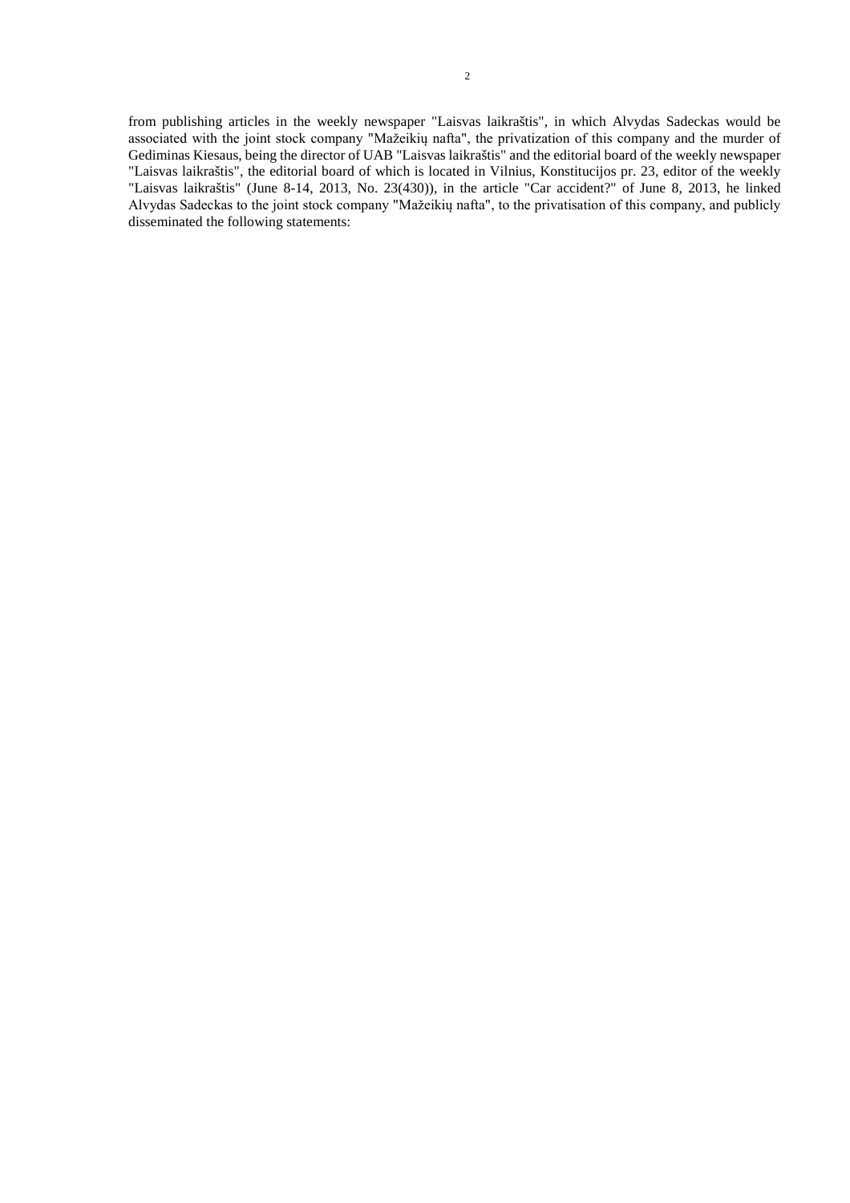from publishing articles in the weekly newspaper "Laisvas laikraštis", in which Alvydas Sadeckas would be associated with the joint stock company "Mažeikių nafta", the privatization of this company and the murder of Gediminas Kiesaus, being the director of UAB "Laisvas laikraštis" and the editorial board of the weekly newspaper "Laisvas laikraštis", the editorial board of which is located in Vilnius, Konstitucijos pr. 23, editor of the weekly "Laisvas laikraštis" (June 8-14, 2013, No. 23(430)), in the article "Car accident?" of June 8, 2013, he linked Alvydas Sadeckas to the joint stock company "Mažeikių nafta", to the privatisation of this company, and publicly disseminated the following statements: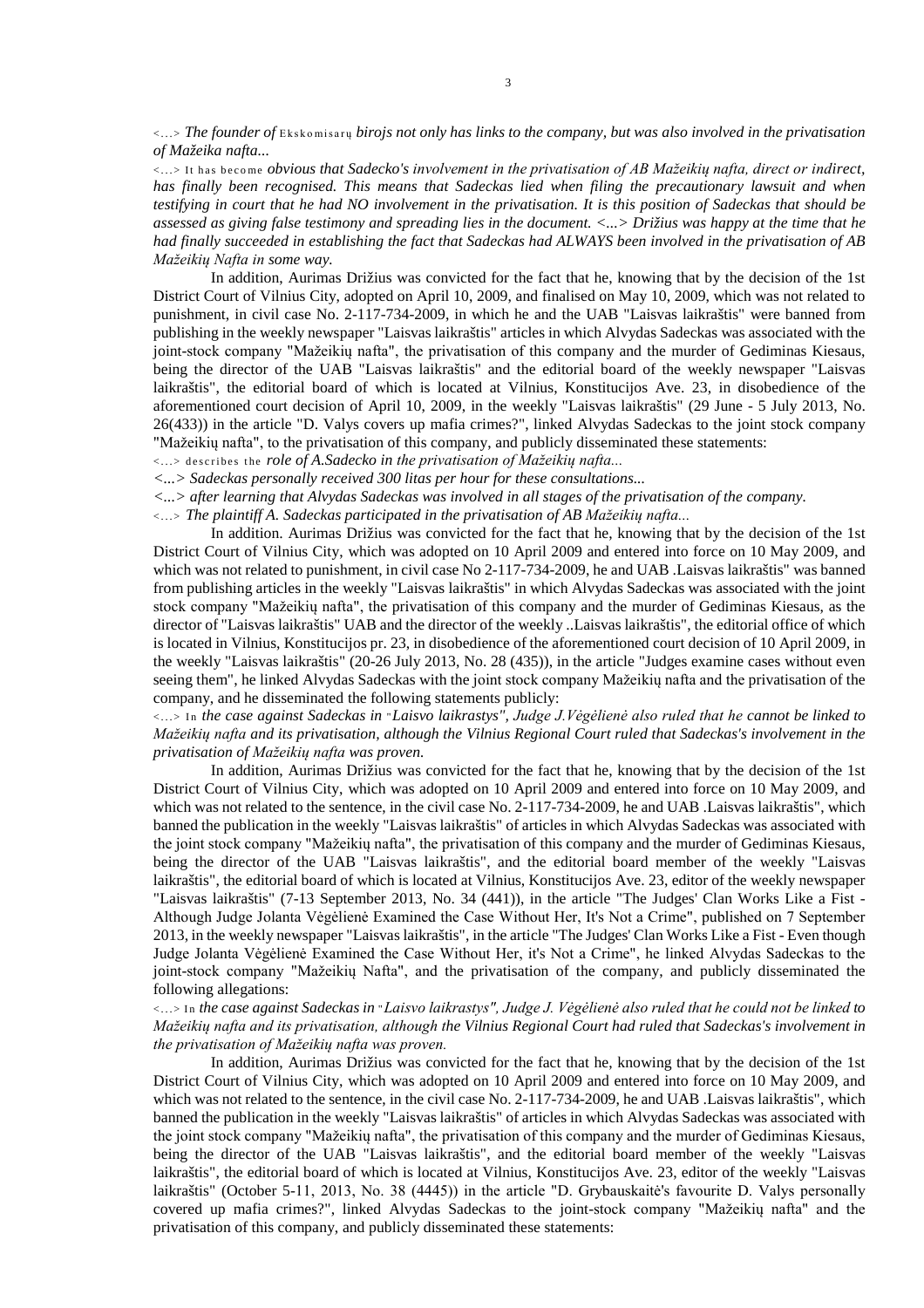<...> *The founder of* Ekskomisarų *birojs not only has links to the company, but was also involved in the privatisation of Mažeika nafta...*

<...> It has become *obvious that Sadecko's involvement in the privatisation of AB Mažeikių nafta, direct or indirect, has finally been recognised. This means that Sadeckas lied when filing the precautionary lawsuit and when testifying in court that he had NO involvement in the privatisation. It is this position of Sadeckas that should be assessed as giving false testimony and spreading lies in the document. <...> Drižius was happy at the time that he had finally succeeded in establishing the fact that Sadeckas had ALWAYS been involved in the privatisation of AB Mažeikių Nafta in some way.*

In addition, Aurimas Drižius was convicted for the fact that he, knowing that by the decision of the 1st District Court of Vilnius City, adopted on April 10, 2009, and finalised on May 10, 2009, which was not related to punishment, in civil case No. 2-117-734-2009, in which he and the UAB "Laisvas laikraštis" were banned from publishing in the weekly newspaper "Laisvas laikraštis" articles in which Alvydas Sadeckas was associated with the joint-stock company "Mažeikių nafta", the privatisation of this company and the murder of Gediminas Kiesaus, being the director of the UAB "Laisvas laikraštis" and the editorial board of the weekly newspaper "Laisvas laikraštis", the editorial board of which is located at Vilnius, Konstitucijos Ave. 23, in disobedience of the aforementioned court decision of April 10, 2009, in the weekly "Laisvas laikraštis" (29 June - 5 July 2013, No. 26(433)) in the article "D. Valys covers up mafia crimes?", linked Alvydas Sadeckas to the joint stock company "Mažeikių nafta", to the privatisation of this company, and publicly disseminated these statements:

<...> describes the *role of A.Sadecko in the privatisation of Mažeikių nafta...*

*<...> Sadeckas personally received 300 litas per hour for these consultations...*

*<...> after learning that Alvydas Sadeckas was involved in all stages of the privatisation of the company.*

<...> *The plaintiff A. Sadeckas participated in the privatisation of AB Mažeikių nafta...*

In addition. Aurimas Drižius was convicted for the fact that he, knowing that by the decision of the 1st District Court of Vilnius City, which was adopted on 10 April 2009 and entered into force on 10 May 2009, and which was not related to punishment, in civil case No 2-117-734-2009, he and UAB .Laisvas laikraštis" was banned from publishing articles in the weekly "Laisvas laikraštis" in which Alvydas Sadeckas was associated with the joint stock company "Mažeikių nafta", the privatisation of this company and the murder of Gediminas Kiesaus, as the director of "Laisvas laikraštis" UAB and the director of the weekly ..Laisvas laikraštis", the editorial office of which is located in Vilnius, Konstitucijos pr. 23, in disobedience of the aforementioned court decision of 10 April 2009, in the weekly "Laisvas laikraštis" (20-26 July 2013, No. 28 (435)), in the article "Judges examine cases without even seeing them", he linked Alvydas Sadeckas with the joint stock company Mažeikių nafta and the privatisation of the company, and he disseminated the following statements publicly:

<...> In *the case against Sadeckas in "Laisvo laikrastys", Judge J.Vėgėlienė also ruled that he cannot be linked to Mažeikių nafta and its privatisation, although the Vilnius Regional Court ruled that Sadeckas's involvement in the privatisation of Mažeikių nafta was proven.*

In addition, Aurimas Drižius was convicted for the fact that he, knowing that by the decision of the 1st District Court of Vilnius City, which was adopted on 10 April 2009 and entered into force on 10 May 2009, and which was not related to the sentence, in the civil case No. 2-117-734-2009, he and UAB .Laisvas laikraštis", which banned the publication in the weekly "Laisvas laikraštis" of articles in which Alvydas Sadeckas was associated with the joint stock company "Mažeikių nafta", the privatisation of this company and the murder of Gediminas Kiesaus, being the director of the UAB "Laisvas laikraštis", and the editorial board member of the weekly "Laisvas laikraštis", the editorial board of which is located at Vilnius, Konstitucijos Ave. 23, editor of the weekly newspaper "Laisvas laikraštis" (7-13 September 2013, No. 34 (441)), in the article "The Judges' Clan Works Like a Fist - Although Judge Jolanta Vėgėlienė Examined the Case Without Her, It's Not a Crime", published on 7 September 2013, in the weekly newspaper "Laisvas laikraštis", in the article "The Judges' Clan Works Like a Fist - Even though Judge Jolanta Vėgėlienė Examined the Case Without Her, it's Not a Crime", he linked Alvydas Sadeckas to the joint-stock company "Mažeikių Nafta", and the privatisation of the company, and publicly disseminated the following allegations:

<...> In *the case against Sadeckas in "Laisvo laikrastys", Judge J. Vėgėlienė also ruled that he could not be linked to Mažeikių nafta and its privatisation, although the Vilnius Regional Court had ruled that Sadeckas's involvement in the privatisation of Mažeikių nafta was proven.*

In addition, Aurimas Drižius was convicted for the fact that he, knowing that by the decision of the 1st District Court of Vilnius City, which was adopted on 10 April 2009 and entered into force on 10 May 2009, and which was not related to the sentence, in the civil case No. 2-117-734-2009, he and UAB .Laisvas laikraštis", which banned the publication in the weekly "Laisvas laikraštis" of articles in which Alvydas Sadeckas was associated with the joint stock company "Mažeikių nafta", the privatisation of this company and the murder of Gediminas Kiesaus, being the director of the UAB "Laisvas laikraštis", and the editorial board member of the weekly "Laisvas laikraštis", the editorial board of which is located at Vilnius, Konstitucijos Ave. 23, editor of the weekly "Laisvas laikraštis" (October 5-11, 2013, No. 38 (4445)) in the article "D. Grybauskaitė's favourite D. Valys personally covered up mafia crimes?", linked Alvydas Sadeckas to the joint-stock company "Mažeikių nafta" and the privatisation of this company, and publicly disseminated these statements: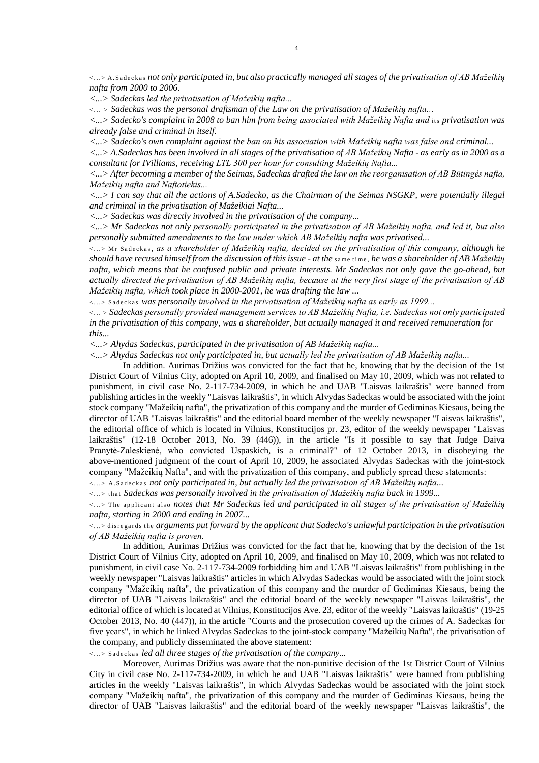<…> A.Sadeckas *not only participated in, but also practically managed all stages of the privatisation of AB Mažeikių nafta from 2000 to 2006.*

*<...> Sadeckas led the privatisation of Mažeikių nafta...*

<… > *Sadeckas was the personal draftsman of the Law on the privatisation of Mažeikių nafta...*

*<...> Sadecko's complaint in 2008 to ban him from being associated with Mažeikių Nafta and* its *privatisation was already false and criminal in itself.*

*<...> Sadecko's own complaint against the ban on his association with Mažeikių nafta was false and criminal...*

*<...> A.Sadeckas has been involved in all stages of the privatisation of AB Mažeikių Nafta - as early as in 2000 as a consultant for IVilliams, receiving LTL 300 per hour for consulting Mažeikių Nafta...*

*<...> After becoming a member of the Seimas, Sadeckas drafted the law on the reorganisation of AB Būtingės nafta, Mažeikių nafta and Naftotiekis...*

*<...> I can say that all the actions of A.Sadecko, as the Chairman of the Seimas NSGKP, were potentially illegal and criminal in the privatisation of Mažeikiai Nafta...*

*<...> Sadeckas was directly involved in the privatisation of the company...*

*<...> Mr Sadeckas not only personally participated in the privatisation of AB Mažeikių nafta, and led it, but also personally submitted amendments to the law under which AB Mažeikių nafta was privatised...*

<…> Mr Sadeckas, *as a shareholder of Mažeikių nafta, decided on the privatisation of this company, although he should have recused himself from the discussion of this issue - at the* same time, *he was a shareholder of AB Mažeikių nafta, which means that he confused public and private interests. Mr Sadeckas not only gave the go-ahead, but actually directed the privatisation of AB Mažeikių nafta, because at the very first stage of the privatisation of AB Mažeikių nafta, which took place in 2000-2001, he was drafting the law ...*

<…> Sadeckas *was personally involved in the privatisation of Mažeikių nafta as early as 1999...*

<… > *Sadeckas personally provided management services to AB Mažeikių Nafta, i.e. Sadeckas not only participated in the privatisation of this company, was a shareholder, but actually managed it and received remuneration for this...*

*<...> Ahydas Sadeckas, participated in the privatisation of AB Mažeikių nafta...*

*<...> Ahydas Sadeckas not only participated in, but actually led the privatisation of AB Mažeikių nafta...*

In addition. Aurimas Drižius was convicted for the fact that he, knowing that by the decision of the 1st District Court of Vilnius City, adopted on April 10, 2009, and finalised on May 10, 2009, which was not related to punishment, in civil case No. 2-117-734-2009, in which he and UAB "Laisvas laikraštis" were banned from publishing articles in the weekly "Laisvas laikraštis", in which Alvydas Sadeckas would be associated with the joint stock company "Mažeikių nafta", the privatization of this company and the murder of Gediminas Kiesaus, being the director of UAB "Laisvas laikraštis" and the editorial board member of the weekly newspaper "Laisvas laikraštis", the editorial office of which is located in Vilnius, Konstitucijos pr. 23, editor of the weekly newspaper "Laisvas laikraštis" (12-18 October 2013, No. 39 (446)), in the article "Is it possible to say that Judge Daiva Pranytė-Zaleskienė, who convicted Uspaskich, is a criminal?" of 12 October 2013, in disobeying the above-mentioned judgment of the court of April 10, 2009, he associated Alvydas Sadeckas with the joint-stock company "Mažeikių Nafta", and with the privatization of this company, and publicly spread these statements:

<…> A.Sadeckas *not only participated in, but actually led the privatisation of AB Mažeikių nafta...*

<…> that *Sadeckas was personally involved in the privatisation of Mažeikių nafta back in 1999...*

<…> The applicant also *notes that Mr Sadeckas led and participated in all stages of the privatisation of Mažeikių nafta, starting in 2000 and ending in 2007...*

<…> disregards the *arguments put forward by the applicant that Sadecko's unlawful participation in the privatisation of AB Mažeikių nafta is proven.*

In addition, Aurimas Drižius was convicted for the fact that he, knowing that by the decision of the 1st District Court of Vilnius City, adopted on April 10, 2009, and finalised on May 10, 2009, which was not related to punishment, in civil case No. 2-117-734-2009 forbidding him and UAB "Laisvas laikraštis" from publishing in the weekly newspaper "Laisvas laikraštis" articles in which Alvydas Sadeckas would be associated with the joint stock company "Mažeikių nafta", the privatization of this company and the murder of Gediminas Kiesaus, being the director of UAB "Laisvas laikraštis" and the editorial board of the weekly newspaper "Laisvas laikraštis", the editorial office of which is located at Vilnius, Konstitucijos Ave. 23, editor of the weekly "Laisvas laikraštis" (19-25 October 2013, No. 40 (447)), in the article "Courts and the prosecution covered up the crimes of A. Sadeckas for five years", in which he linked Alvydas Sadeckas to the joint-stock company "Mažeikių Nafta", the privatisation of the company, and publicly disseminated the above statement:

<…> Sadeckas *led all three stages of the privatisation of the company...*

Moreover, Aurimas Drižius was aware that the non-punitive decision of the 1st District Court of Vilnius City in civil case No. 2-117-734-2009, in which he and UAB "Laisvas laikraštis" were banned from publishing articles in the weekly "Laisvas laikraštis", in which Alvydas Sadeckas would be associated with the joint stock company "Mažeikių nafta", the privatization of this company and the murder of Gediminas Kiesaus, being the director of UAB "Laisvas laikraštis" and the editorial board of the weekly newspaper "Laisvas laikraštis", the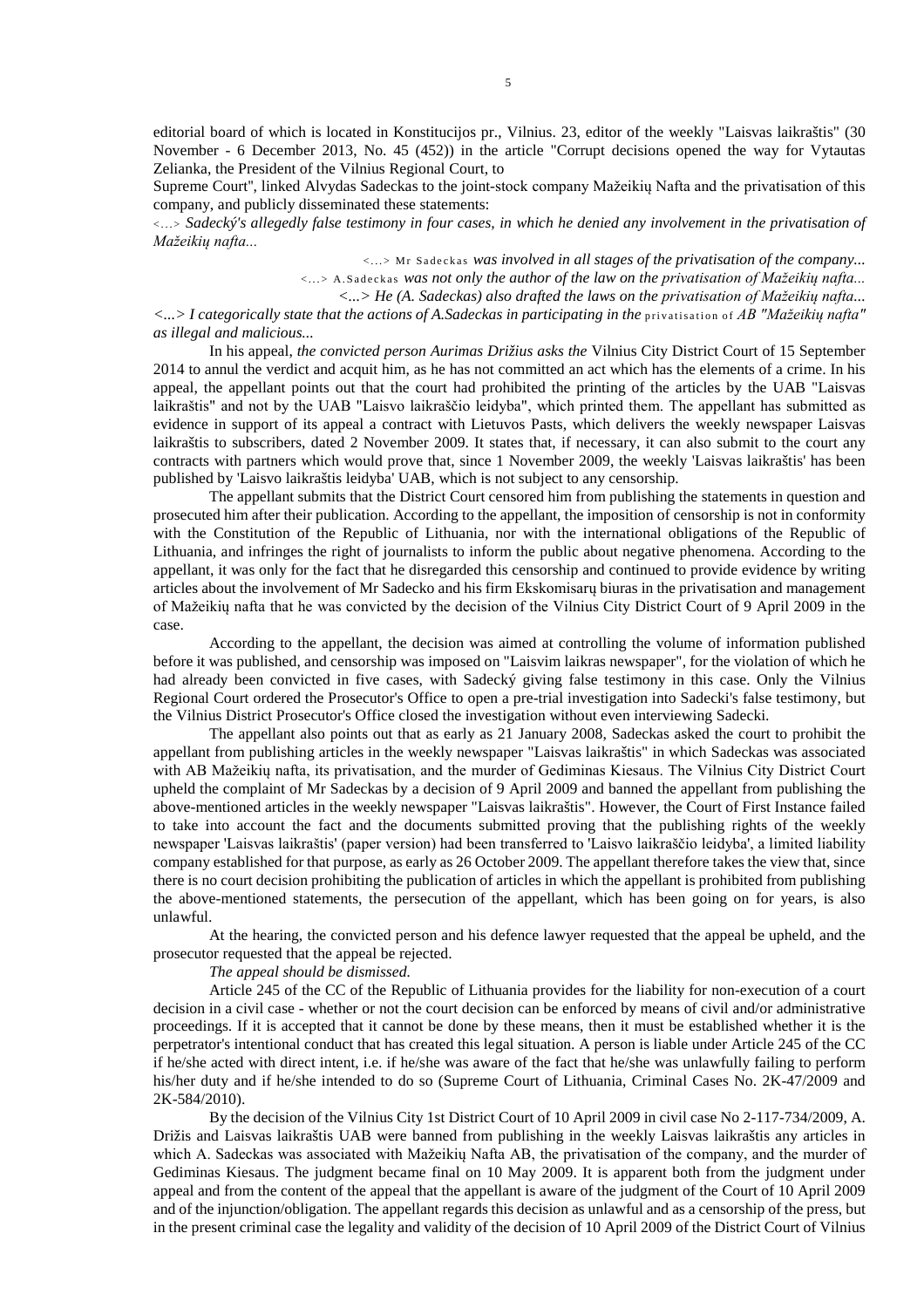editorial board of which is located in Konstitucijos pr., Vilnius. 23, editor of the weekly "Laisvas laikraštis" (30 November - 6 December 2013, No. 45 (452)) in the article "Corrupt decisions opened the way for Vytautas Zelianka, the President of the Vilnius Regional Court, to

Supreme Court", linked Alvydas Sadeckas to the joint-stock company Mažeikių Nafta and the privatisation of this company, and publicly disseminated these statements:

<...> *Sadecký's allegedly false testimony in four cases, in which he denied any involvement in the privatisation of Mažeikių nafta...*

<...> Mr Sadeckas *was involved in all stages of the privatisation of the company...*

<...> A.Sadeckas *was not only the author of the law on the privatisation of Mažeikių nafta...*

*<...> He (A. Sadeckas) also drafted the laws on the privatisation of Mažeikių nafta...*

*<...> I categorically state that the actions of A.Sadeckas in participating in the* privatisation of *AB "Mažeikių nafta" as illegal and malicious...*

In his appeal, *the convicted person Aurimas Drižius asks the* Vilnius City District Court of 15 September 2014 to annul the verdict and acquit him, as he has not committed an act which has the elements of a crime. In his appeal, the appellant points out that the court had prohibited the printing of the articles by the UAB "Laisvas laikraštis" and not by the UAB "Laisvo laikraščio leidyba", which printed them. The appellant has submitted as evidence in support of its appeal a contract with Lietuvos Pasts, which delivers the weekly newspaper Laisvas laikraštis to subscribers, dated 2 November 2009. It states that, if necessary, it can also submit to the court any contracts with partners which would prove that, since 1 November 2009, the weekly 'Laisvas laikraštis' has been published by 'Laisvo laikraštis leidyba' UAB, which is not subject to any censorship.

The appellant submits that the District Court censored him from publishing the statements in question and prosecuted him after their publication. According to the appellant, the imposition of censorship is not in conformity with the Constitution of the Republic of Lithuania, nor with the international obligations of the Republic of Lithuania, and infringes the right of journalists to inform the public about negative phenomena. According to the appellant, it was only for the fact that he disregarded this censorship and continued to provide evidence by writing articles about the involvement of Mr Sadecko and his firm Ekskomisarų biuras in the privatisation and management of Mažeikių nafta that he was convicted by the decision of the Vilnius City District Court of 9 April 2009 in the case.

According to the appellant, the decision was aimed at controlling the volume of information published before it was published, and censorship was imposed on "Laisvim laikras newspaper", for the violation of which he had already been convicted in five cases, with Sadecký giving false testimony in this case. Only the Vilnius Regional Court ordered the Prosecutor's Office to open a pre-trial investigation into Sadecki's false testimony, but the Vilnius District Prosecutor's Office closed the investigation without even interviewing Sadecki.

The appellant also points out that as early as 21 January 2008, Sadeckas asked the court to prohibit the appellant from publishing articles in the weekly newspaper "Laisvas laikraštis" in which Sadeckas was associated with AB Mažeikių nafta, its privatisation, and the murder of Gediminas Kiesaus. The Vilnius City District Court upheld the complaint of Mr Sadeckas by a decision of 9 April 2009 and banned the appellant from publishing the above-mentioned articles in the weekly newspaper "Laisvas laikraštis". However, the Court of First Instance failed to take into account the fact and the documents submitted proving that the publishing rights of the weekly newspaper 'Laisvas laikraštis' (paper version) had been transferred to 'Laisvo laikraščio leidyba', a limited liability company established for that purpose, as early as 26 October 2009. The appellant therefore takes the view that, since there is no court decision prohibiting the publication of articles in which the appellant is prohibited from publishing the above-mentioned statements, the persecution of the appellant, which has been going on for years, is also unlawful.

At the hearing, the convicted person and his defence lawyer requested that the appeal be upheld, and the prosecutor requested that the appeal be rejected.

*The appeal should be dismissed.*

Article 245 of the CC of the Republic of Lithuania provides for the liability for non-execution of a court decision in a civil case - whether or not the court decision can be enforced by means of civil and/or administrative proceedings. If it is accepted that it cannot be done by these means, then it must be established whether it is the perpetrator's intentional conduct that has created this legal situation. A person is liable under Article 245 of the CC if he/she acted with direct intent, i.e. if he/she was aware of the fact that he/she was unlawfully failing to perform his/her duty and if he/she intended to do so (Supreme Court of Lithuania, Criminal Cases No. 2K-47/2009 and 2K-584/2010).

By the decision of the Vilnius City 1st District Court of 10 April 2009 in civil case No 2-117-734/2009, A. Drižis and Laisvas laikraštis UAB were banned from publishing in the weekly Laisvas laikraštis any articles in which A. Sadeckas was associated with Mažeikių Nafta AB, the privatisation of the company, and the murder of Gediminas Kiesaus. The judgment became final on 10 May 2009. It is apparent both from the judgment under appeal and from the content of the appeal that the appellant is aware of the judgment of the Court of 10 April 2009 and of the injunction/obligation. The appellant regards this decision as unlawful and as a censorship of the press, but in the present criminal case the legality and validity of the decision of 10 April 2009 of the District Court of Vilnius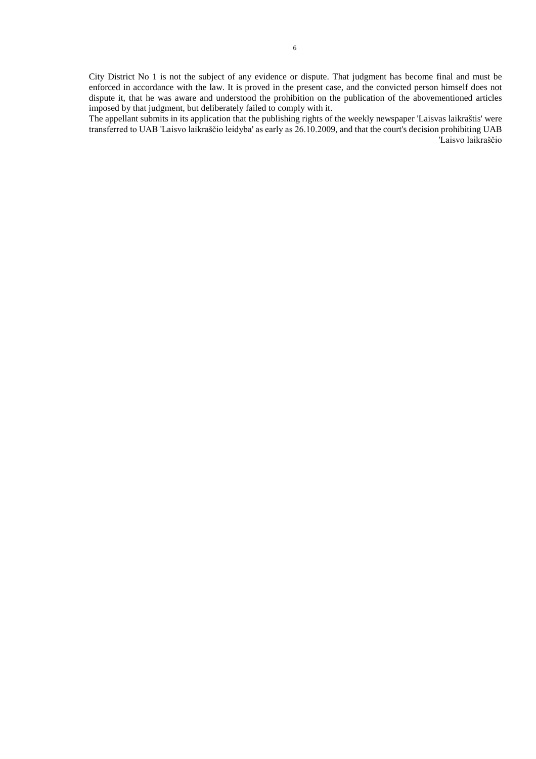City District No 1 is not the subject of any evidence or dispute. That judgment has become final and must be enforced in accordance with the law. It is proved in the present case, and the convicted person himself does not dispute it, that he was aware and understood the prohibition on the publication of the abovementioned articles imposed by that judgment, but deliberately failed to comply with it.

The appellant submits in its application that the publishing rights of the weekly newspaper 'Laisvas laikraštis' were transferred to UAB 'Laisvo laikraščio leidyba' as early as 26.10.2009, and that the court's decision prohibiting UAB 'Laisvo laikraščio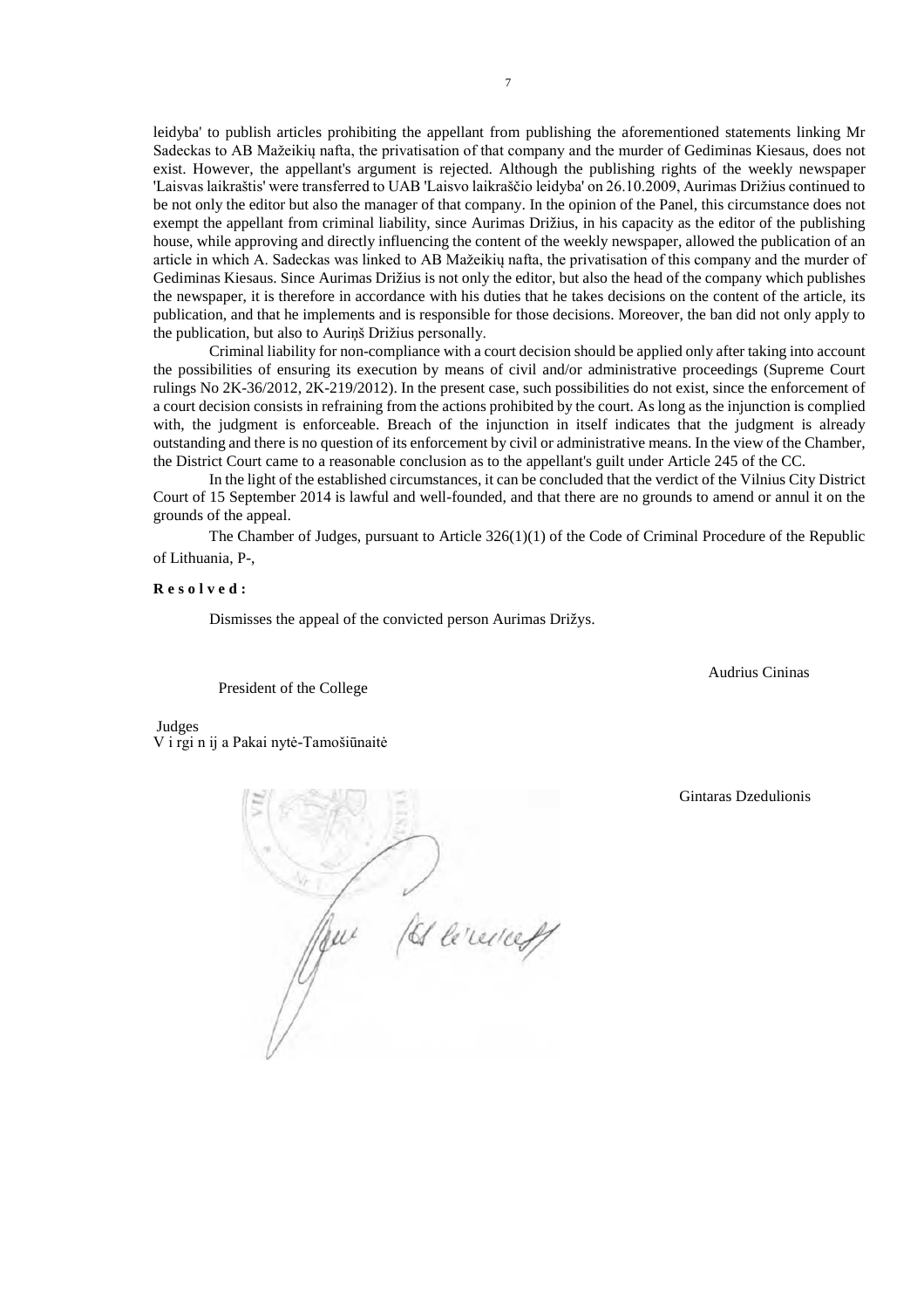leidyba' to publish articles prohibiting the appellant from publishing the aforementioned statements linking Mr Sadeckas to AB Mažeikių nafta, the privatisation of that company and the murder of Gediminas Kiesaus, does not exist. However, the appellant's argument is rejected. Although the publishing rights of the weekly newspaper 'Laisvas laikraštis' were transferred to UAB 'Laisvo laikraščio leidyba' on 26.10.2009, Aurimas Drižius continued to be not only the editor but also the manager of that company. In the opinion of the Panel, this circumstance does not exempt the appellant from criminal liability, since Aurimas Drižius, in his capacity as the editor of the publishing house, while approving and directly influencing the content of the weekly newspaper, allowed the publication of an article in which A. Sadeckas was linked to AB Mažeikių nafta, the privatisation of this company and the murder of Gediminas Kiesaus. Since Aurimas Drižius is not only the editor, but also the head of the company which publishes the newspaper, it is therefore in accordance with his duties that he takes decisions on the content of the article, its publication, and that he implements and is responsible for those decisions. Moreover, the ban did not only apply to the publication, but also to Auriņš Drižius personally.

Criminal liability for non-compliance with a court decision should be applied only after taking into account the possibilities of ensuring its execution by means of civil and/or administrative proceedings (Supreme Court rulings No 2K-36/2012, 2K-219/2012). In the present case, such possibilities do not exist, since the enforcement of a court decision consists in refraining from the actions prohibited by the court. As long as the injunction is complied with, the judgment is enforceable. Breach of the injunction in itself indicates that the judgment is already outstanding and there is no question of its enforcement by civil or administrative means. In the view of the Chamber, the District Court came to a reasonable conclusion as to the appellant's guilt under Article 245 of the CC.

In the light of the established circumstances, it can be concluded that the verdict of the Vilnius City District Court of 15 September 2014 is lawful and well-founded, and that there are no grounds to amend or annul it on the grounds of the appeal.

The Chamber of Judges, pursuant to Article 326(1)(1) of the Code of Criminal Procedure of the Republic of Lithuania, P-,

**R e s o l v e d :**

Dismisses the appeal of the convicted person Aurimas Drižys.

President of the College — Audrius Cininas

Judges
V i rgi n ij a Pakai nytė-Tamošiūnaitė

Gintaras Dzedulionis